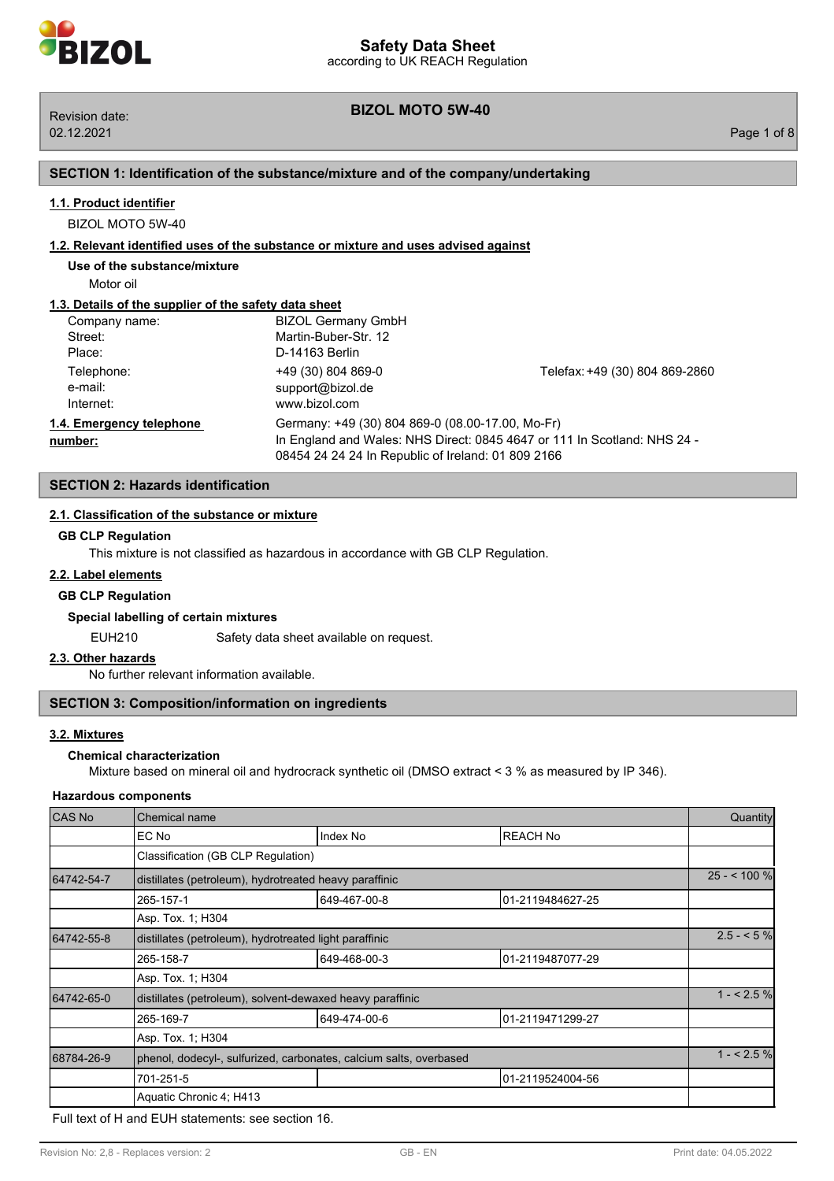# Safety Data Sheet

according to UK REACH Regulation

**BIZOL MOTO 5W-40**

Revision date: 02.12.2021

## SECTION 1: Identification of the substance/mixture and of the company/undertaking

### 1.1. Product identifier

BIZOL MOTO 5W-40

### 1.2. Relevant identified uses of the substance or mixture and uses advised against

**Use of the substance/mixture**

Motor oil

### 1.3. Details of the supplier of the safety data sheet

| | | |
|---|---|---|
| Company name: | BIZOL Germany GmbH | |
| Street: | Martin-Buber-Str. 12 | |
| Place: | D-14163 Berlin | |
| Telephone: | +49 (30) 804 869-0 | Telefax: +49 (30) 804 869-2860 |
| e-mail: | support@bizol.de | |
| Internet: | www.bizol.com | |

### 1.4. Emergency telephone number:

Germany: +49 (30) 804 869-0 (08.00-17.00, Mo-Fr)
In England and Wales: NHS Direct: 0845 4647 or 111 In Scotland: NHS 24 - 08454 24 24 24 In Republic of Ireland: 01 809 2166

## SECTION 2: Hazards identification

### 2.1. Classification of the substance or mixture

**GB CLP Regulation**

This mixture is not classified as hazardous in accordance with GB CLP Regulation.

### 2.2. Label elements

**GB CLP Regulation**

**Special labelling of certain mixtures**

EUH210 Safety data sheet available on request.

### 2.3. Other hazards

No further relevant information available.

## SECTION 3: Composition/information on ingredients

### 3.2. Mixtures

**Chemical characterization**

Mixture based on mineral oil and hydrocrack synthetic oil (DMSO extract < 3 % as measured by IP 346).

**Hazardous components**

| CAS No | Chemical name | | | Quantity |
|---|---|---|---|---|
| | EC No | Index No | REACH No | |
| | Classification (GB CLP Regulation) | | | |
| 64742-54-7 | distillates (petroleum), hydrotreated heavy paraffinic | | | 25 - < 100 % |
| | 265-157-1 | 649-467-00-8 | 01-2119484627-25 | |
| | Asp. Tox. 1; H304 | | | |
| 64742-55-8 | distillates (petroleum), hydrotreated light paraffinic | | | 2.5 - < 5 % |
| | 265-158-7 | 649-468-00-3 | 01-2119487077-29 | |
| | Asp. Tox. 1; H304 | | | |
| 64742-65-0 | distillates (petroleum), solvent-dewaxed heavy paraffinic | | | 1 - < 2.5 % |
| | 265-169-7 | 649-474-00-6 | 01-2119471299-27 | |
| | Asp. Tox. 1; H304 | | | |
| 68784-26-9 | phenol, dodecyl-, sulfurized, carbonates, calcium salts, overbased | | | 1 - < 2.5 % |
| | 701-251-5 | | 01-2119524004-56 | |
| | Aquatic Chronic 4; H413 | | | |

Full text of H and EUH statements: see section 16.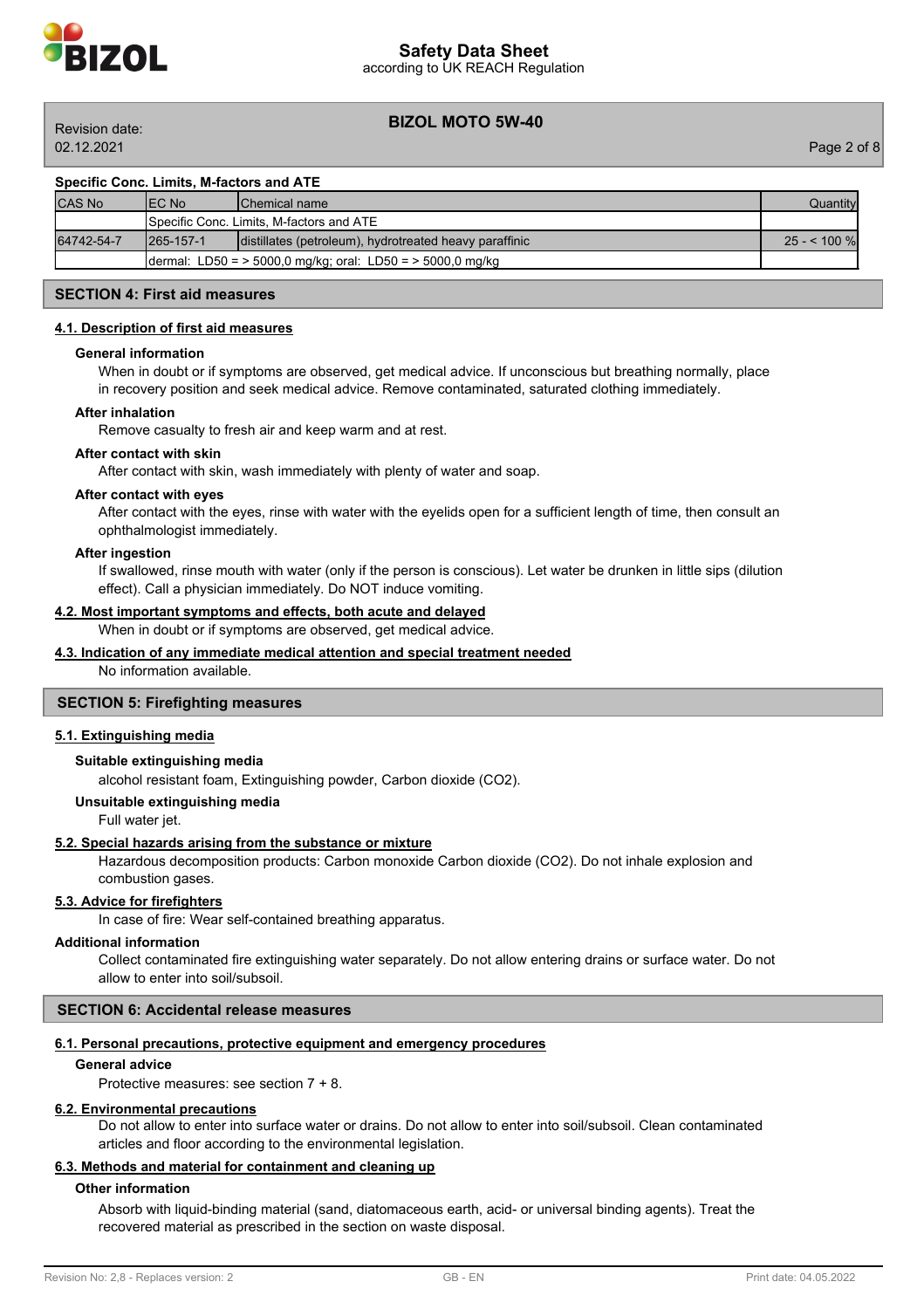**Specific Conc. Limits, M-factors and ATE**

| CAS No | EC No | Chemical name | Quantity |
|---|---|---|---|
| | Specific Conc. Limits, M-factors and ATE | | |
| 64742-54-7 | 265-157-1 | distillates (petroleum), hydrotreated heavy paraffinic | 25 - < 100 % |
| | dermal: LD50 = > 5000,0 mg/kg; oral: LD50 = > 5000,0 mg/kg | | |

## SECTION 4: First aid measures

### 4.1. Description of first aid measures

**General information**

When in doubt or if symptoms are observed, get medical advice. If unconscious but breathing normally, place in recovery position and seek medical advice. Remove contaminated, saturated clothing immediately.

**After inhalation**

Remove casualty to fresh air and keep warm and at rest.

**After contact with skin**

After contact with skin, wash immediately with plenty of water and soap.

**After contact with eyes**

After contact with the eyes, rinse with water with the eyelids open for a sufficient length of time, then consult an ophthalmologist immediately.

**After ingestion**

If swallowed, rinse mouth with water (only if the person is conscious). Let water be drunken in little sips (dilution effect). Call a physician immediately. Do NOT induce vomiting.

### 4.2. Most important symptoms and effects, both acute and delayed

When in doubt or if symptoms are observed, get medical advice.

### 4.3. Indication of any immediate medical attention and special treatment needed

No information available.

## SECTION 5: Firefighting measures

### 5.1. Extinguishing media

**Suitable extinguishing media**

alcohol resistant foam, Extinguishing powder, Carbon dioxide ($CO_2$).

**Unsuitable extinguishing media**

Full water jet.

### 5.2. Special hazards arising from the substance or mixture

Hazardous decomposition products: Carbon monoxide Carbon dioxide ($CO_2$). Do not inhale explosion and combustion gases.

### 5.3. Advice for firefighters

In case of fire: Wear self-contained breathing apparatus.

**Additional information**

Collect contaminated fire extinguishing water separately. Do not allow entering drains or surface water. Do not allow to enter into soil/subsoil.

## SECTION 6: Accidental release measures

### 6.1. Personal precautions, protective equipment and emergency procedures

**General advice**

Protective measures: see section 7 + 8.

### 6.2. Environmental precautions

Do not allow to enter into surface water or drains. Do not allow to enter into soil/subsoil. Clean contaminated articles and floor according to the environmental legislation.

### 6.3. Methods and material for containment and cleaning up

**Other information**

Absorb with liquid-binding material (sand, diatomaceous earth, acid- or universal binding agents). Treat the recovered material as prescribed in the section on waste disposal.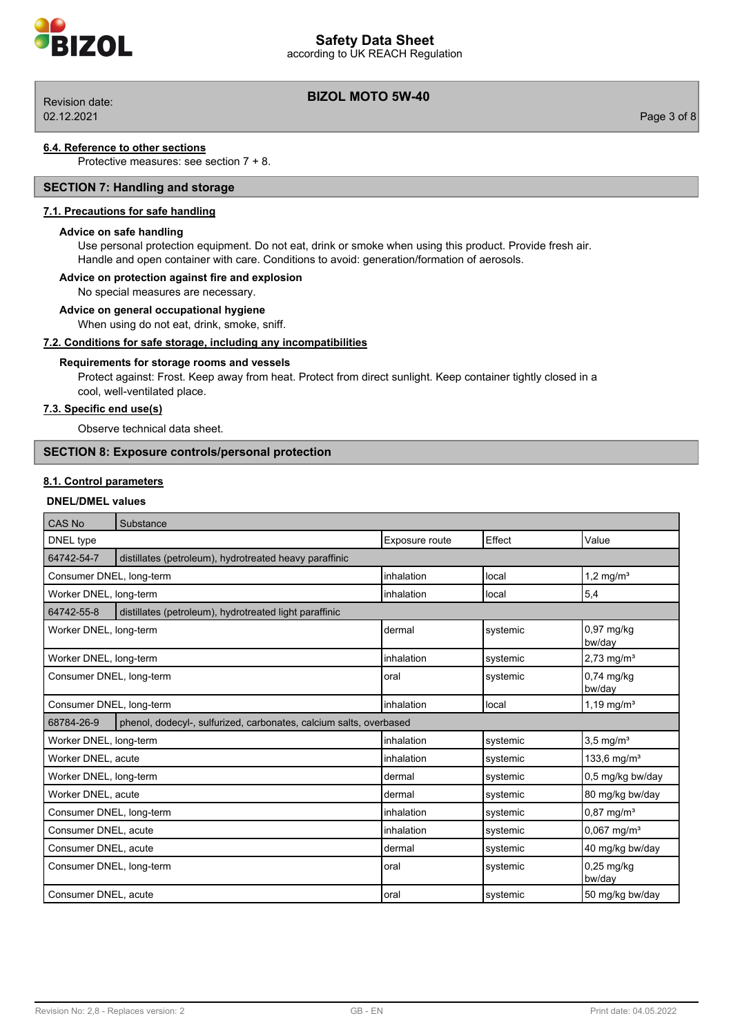#### 6.4. Reference to other sections

Protective measures: see section 7 + 8.

## SECTION 7: Handling and storage

### 7.1. Precautions for safe handling

**Advice on safe handling**

Use personal protection equipment. Do not eat, drink or smoke when using this product. Provide fresh air. Handle and open container with care. Conditions to avoid: generation/formation of aerosols.

**Advice on protection against fire and explosion**

No special measures are necessary.

**Advice on general occupational hygiene**

When using do not eat, drink, smoke, sniff.

### 7.2. Conditions for safe storage, including any incompatibilities

**Requirements for storage rooms and vessels**

Protect against: Frost. Keep away from heat. Protect from direct sunlight. Keep container tightly closed in a cool, well-ventilated place.

### 7.3. Specific end use(s)

Observe technical data sheet.

## SECTION 8: Exposure controls/personal protection

### 8.1. Control parameters

**DNEL/DMEL values**

| CAS No | Substance | | | |
|---|---|---|---|---|
| DNEL type | | Exposure route | Effect | Value |
| 64742-54-7 | distillates (petroleum), hydrotreated heavy paraffinic | | | |
| Consumer DNEL, long-term | | inhalation | local | 1,2 mg/m³ |
| Worker DNEL, long-term | | inhalation | local | 5,4 |
| 64742-55-8 | distillates (petroleum), hydrotreated light paraffinic | | | |
| Worker DNEL, long-term | | dermal | systemic | 0,97 mg/kg bw/day |
| Worker DNEL, long-term | | inhalation | systemic | 2,73 mg/m³ |
| Consumer DNEL, long-term | | oral | systemic | 0,74 mg/kg bw/day |
| Consumer DNEL, long-term | | inhalation | local | 1,19 mg/m³ |
| 68784-26-9 | phenol, dodecyl-, sulfurized, carbonates, calcium salts, overbased | | | |
| Worker DNEL, long-term | | inhalation | systemic | 3,5 mg/m³ |
| Worker DNEL, acute | | inhalation | systemic | 133,6 mg/m³ |
| Worker DNEL, long-term | | dermal | systemic | 0,5 mg/kg bw/day |
| Worker DNEL, acute | | dermal | systemic | 80 mg/kg bw/day |
| Consumer DNEL, long-term | | inhalation | systemic | 0,87 mg/m³ |
| Consumer DNEL, acute | | inhalation | systemic | 0,067 mg/m³ |
| Consumer DNEL, acute | | dermal | systemic | 40 mg/kg bw/day |
| Consumer DNEL, long-term | | oral | systemic | 0,25 mg/kg bw/day |
| Consumer DNEL, acute | | oral | systemic | 50 mg/kg bw/day |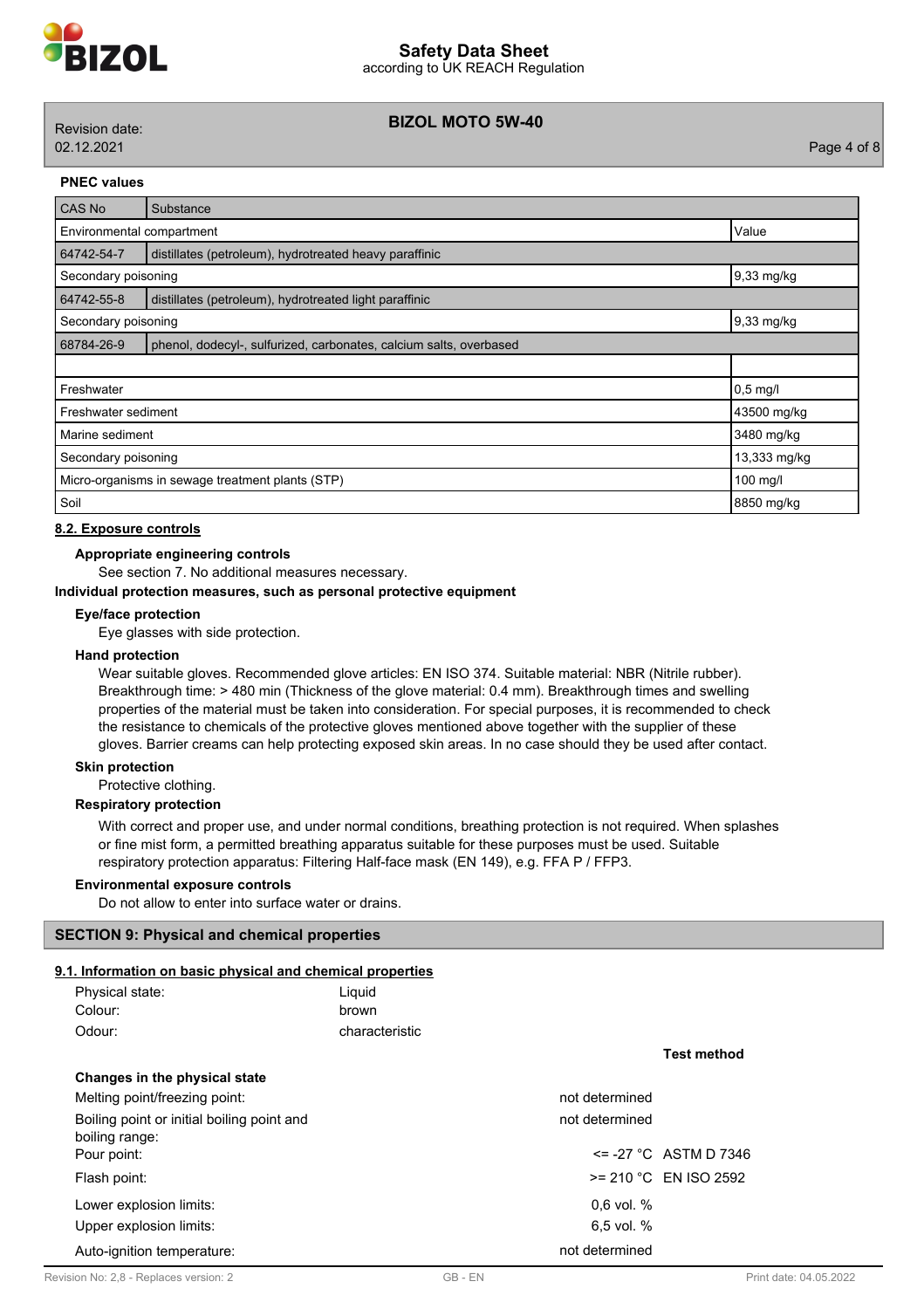**PNEC values**

| CAS No | Substance | |
|---|---|---|
| Environmental compartment | | Value |
| 64742-54-7 | distillates (petroleum), hydrotreated heavy paraffinic | |
| Secondary poisoning | | 9,33 mg/kg |
| 64742-55-8 | distillates (petroleum), hydrotreated light paraffinic | |
| Secondary poisoning | | 9,33 mg/kg |
| 68784-26-9 | phenol, dodecyl-, sulfurized, carbonates, calcium salts, overbased | |
| | | |
| Freshwater | | 0,5 mg/l |
| Freshwater sediment | | 43500 mg/kg |
| Marine sediment | | 3480 mg/kg |
| Secondary poisoning | | 13,333 mg/kg |
| Micro-organisms in sewage treatment plants (STP) | | 100 mg/l |
| Soil | | 8850 mg/kg |

### 8.2. Exposure controls

**Appropriate engineering controls**

See section 7. No additional measures necessary.

**Individual protection measures, such as personal protective equipment**

**Eye/face protection**

Eye glasses with side protection.

**Hand protection**

Wear suitable gloves. Recommended glove articles: EN ISO 374. Suitable material: NBR (Nitrile rubber). Breakthrough time: > 480 min (Thickness of the glove material: 0.4 mm). Breakthrough times and swelling properties of the material must be taken into consideration. For special purposes, it is recommended to check the resistance to chemicals of the protective gloves mentioned above together with the supplier of these gloves. Barrier creams can help protecting exposed skin areas. In no case should they be used after contact.

**Skin protection**

Protective clothing.

**Respiratory protection**

With correct and proper use, and under normal conditions, breathing protection is not required. When splashes or fine mist form, a permitted breathing apparatus suitable for these purposes must be used. Suitable respiratory protection apparatus: Filtering Half-face mask (EN 149), e.g. FFA P / FFP3.

**Environmental exposure controls**

Do not allow to enter into surface water or drains.

## SECTION 9: Physical and chemical properties

### 9.1. Information on basic physical and chemical properties

Physical state: Liquid
Colour: brown
Odour: characteristic

| | | Test method |
|---|---|---|
| **Changes in the physical state** | | |
| Melting point/freezing point: | not determined | |
| Boiling point or initial boiling point and boiling range: | not determined | |
| Pour point: | <= -27 °C | ASTM D 7346 |
| Flash point: | >= 210 °C | EN ISO 2592 |
| Lower explosion limits: | 0,6 vol. % | |
| Upper explosion limits: | 6,5 vol. % | |
| Auto-ignition temperature: | not determined | |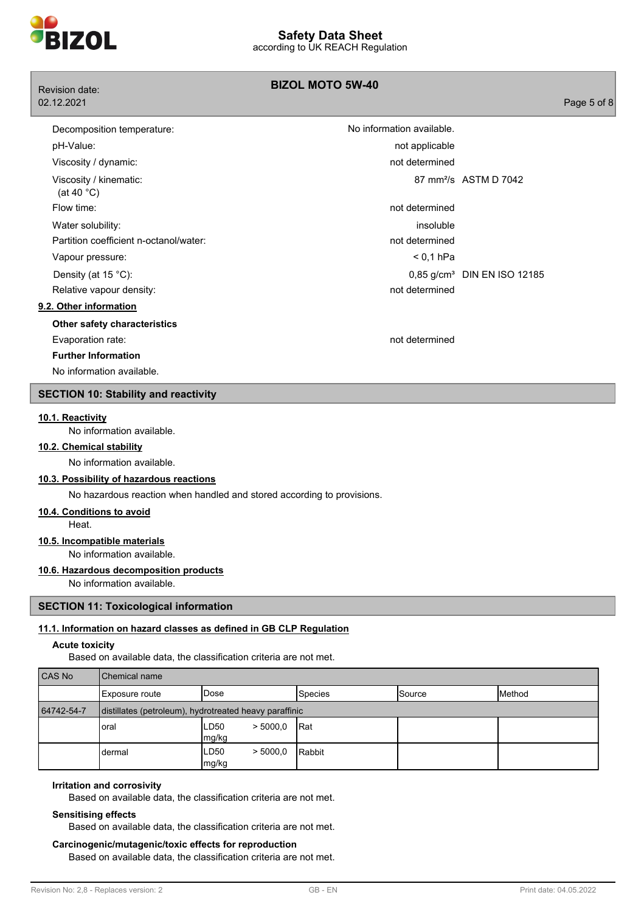| | | |
|---|---|---|
| Decomposition temperature: | No information available. | |
| pH-Value: | not applicable | |
| Viscosity / dynamic: | not determined | |
| Viscosity / kinematic: (at 40 °C) | 87 mm²/s | ASTM D 7042 |
| Flow time: | not determined | |
| Water solubility: | insoluble | |
| Partition coefficient n-octanol/water: | not determined | |
| Vapour pressure: | < 0,1 hPa | |
| Density (at 15 °C): | 0,85 g/cm³ | DIN EN ISO 12185 |
| Relative vapour density: | not determined | |

**9.2. Other information**

**Other safety characteristics**

Evaporation rate: not determined

**Further Information**

No information available.

## SECTION 10: Stability and reactivity

**10.1. Reactivity**

No information available.

**10.2. Chemical stability**

No information available.

**10.3. Possibility of hazardous reactions**

No hazardous reaction when handled and stored according to provisions.

**10.4. Conditions to avoid**

Heat.

**10.5. Incompatible materials**

No information available.

**10.6. Hazardous decomposition products**

No information available.

## SECTION 11: Toxicological information

**11.1. Information on hazard classes as defined in GB CLP Regulation**

**Acute toxicity**

Based on available data, the classification criteria are not met.

| CAS No | Chemical name | | | | |
|---|---|---|---|---|---|
| | Exposure route | Dose | Species | Source | Method |
| 64742-54-7 | distillates (petroleum), hydrotreated heavy paraffinic | | | | |
| | oral | LD50 > 5000,0 mg/kg | Rat | | |
| | dermal | LD50 > 5000,0 mg/kg | Rabbit | | |

**Irritation and corrosivity**

Based on available data, the classification criteria are not met.

**Sensitising effects**

Based on available data, the classification criteria are not met.

**Carcinogenic/mutagenic/toxic effects for reproduction**

Based on available data, the classification criteria are not met.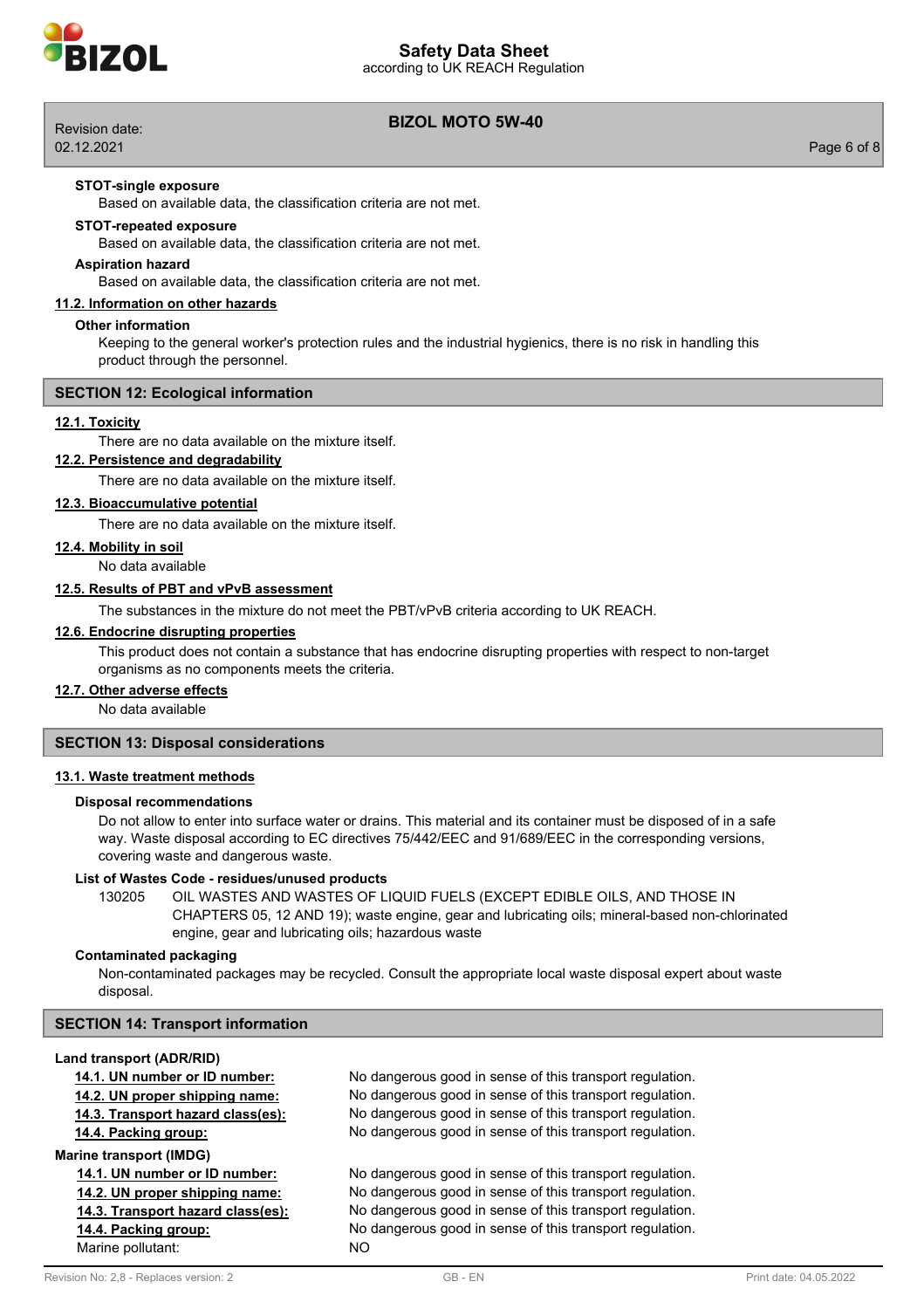**STOT-single exposure**

Based on available data, the classification criteria are not met.

**STOT-repeated exposure**

Based on available data, the classification criteria are not met.

**Aspiration hazard**

Based on available data, the classification criteria are not met.

### 11.2. Information on other hazards

**Other information**

Keeping to the general worker's protection rules and the industrial hygienics, there is no risk in handling this product through the personnel.

## SECTION 12: Ecological information

### 12.1. Toxicity

There are no data available on the mixture itself.

### 12.2. Persistence and degradability

There are no data available on the mixture itself.

### 12.3. Bioaccumulative potential

There are no data available on the mixture itself.

### 12.4. Mobility in soil

No data available

### 12.5. Results of PBT and vPvB assessment

The substances in the mixture do not meet the PBT/vPvB criteria according to UK REACH.

### 12.6. Endocrine disrupting properties

This product does not contain a substance that has endocrine disrupting properties with respect to non-target organisms as no components meets the criteria.

### 12.7. Other adverse effects

No data available

## SECTION 13: Disposal considerations

### 13.1. Waste treatment methods

**Disposal recommendations**

Do not allow to enter into surface water or drains. This material and its container must be disposed of in a safe way. Waste disposal according to EC directives 75/442/EEC and 91/689/EEC in the corresponding versions, covering waste and dangerous waste.

**List of Wastes Code - residues/unused products**

130205 OIL WASTES AND WASTES OF LIQUID FUELS (EXCEPT EDIBLE OILS, AND THOSE IN CHAPTERS 05, 12 AND 19); waste engine, gear and lubricating oils; mineral-based non-chlorinated engine, gear and lubricating oils; hazardous waste

**Contaminated packaging**

Non-contaminated packages may be recycled. Consult the appropriate local waste disposal expert about waste disposal.

## SECTION 14: Transport information

**Land transport (ADR/RID)**

| | |
|---|---|
| 14.1. UN number or ID number: | No dangerous good in sense of this transport regulation. |
| 14.2. UN proper shipping name: | No dangerous good in sense of this transport regulation. |
| 14.3. Transport hazard class(es): | No dangerous good in sense of this transport regulation. |
| 14.4. Packing group: | No dangerous good in sense of this transport regulation. |

**Marine transport (IMDG)**

| | |
|---|---|
| 14.1. UN number or ID number: | No dangerous good in sense of this transport regulation. |
| 14.2. UN proper shipping name: | No dangerous good in sense of this transport regulation. |
| 14.3. Transport hazard class(es): | No dangerous good in sense of this transport regulation. |
| 14.4. Packing group: | No dangerous good in sense of this transport regulation. |
| Marine pollutant: | NO |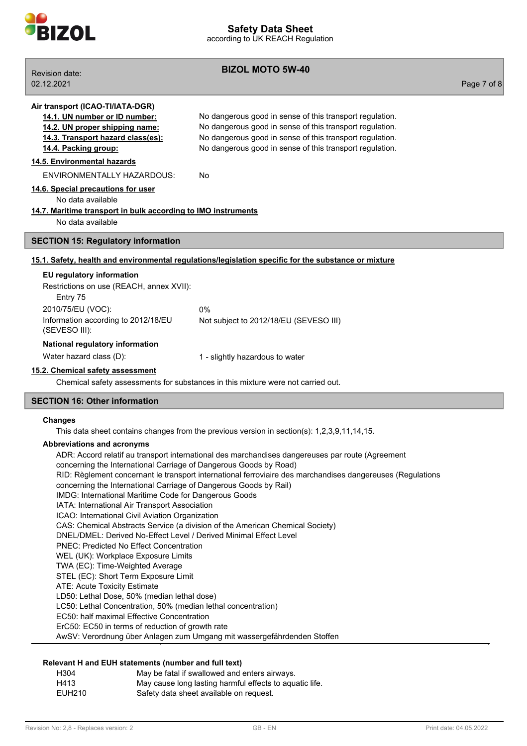**Air transport (ICAO-TI/IATA-DGR)**

| | |
|---|---|
| **14.1. UN number or ID number:** | No dangerous good in sense of this transport regulation. |
| **14.2. UN proper shipping name:** | No dangerous good in sense of this transport regulation. |
| **14.3. Transport hazard class(es):** | No dangerous good in sense of this transport regulation. |
| **14.4. Packing group:** | No dangerous good in sense of this transport regulation. |

**14.5. Environmental hazards**

ENVIRONMENTALLY HAZARDOUS: No

**14.6. Special precautions for user**

No data available

**14.7. Maritime transport in bulk according to IMO instruments**

No data available

## SECTION 15: Regulatory information

**15.1. Safety, health and environmental regulations/legislation specific for the substance or mixture**

**EU regulatory information**

Restrictions on use (REACH, annex XVII):

Entry 75

| | |
|---|---|
| 2010/75/EU (VOC): | 0% |
| Information according to 2012/18/EU (SEVESO III): | Not subject to 2012/18/EU (SEVESO III) |

**National regulatory information**

Water hazard class (D): 1 - slightly hazardous to water

**15.2. Chemical safety assessment**

Chemical safety assessments for substances in this mixture were not carried out.

## SECTION 16: Other information

**Changes**

This data sheet contains changes from the previous version in section(s): 1,2,3,9,11,14,15.

**Abbreviations and acronyms**

ADR: Accord relatif au transport international des marchandises dangereuses par route (Agreement concerning the International Carriage of Dangerous Goods by Road)
RID: Règlement concernant le transport international ferroviaire des marchandises dangereuses (Regulations concerning the International Carriage of Dangerous Goods by Rail)
IMDG: International Maritime Code for Dangerous Goods
IATA: International Air Transport Association
ICAO: International Civil Aviation Organization
CAS: Chemical Abstracts Service (a division of the American Chemical Society)
DNEL/DMEL: Derived No-Effect Level / Derived Minimal Effect Level
PNEC: Predicted No Effect Concentration
WEL (UK): Workplace Exposure Limits
TWA (EC): Time-Weighted Average
STEL (EC): Short Term Exposure Limit
ATE: Acute Toxicity Estimate
LD50: Lethal Dose, 50% (median lethal dose)
LC50: Lethal Concentration, 50% (median lethal concentration)
EC50: half maximal Effective Concentration
ErC50: EC50 in terms of reduction of growth rate
AwSV: Verordnung über Anlagen zum Umgang mit wassergefährdenden Stoffen

**Relevant H and EUH statements (number and full text)**

| | |
|---|---|
| H304 | May be fatal if swallowed and enters airways. |
| H413 | May cause long lasting harmful effects to aquatic life. |
| EUH210 | Safety data sheet available on request. |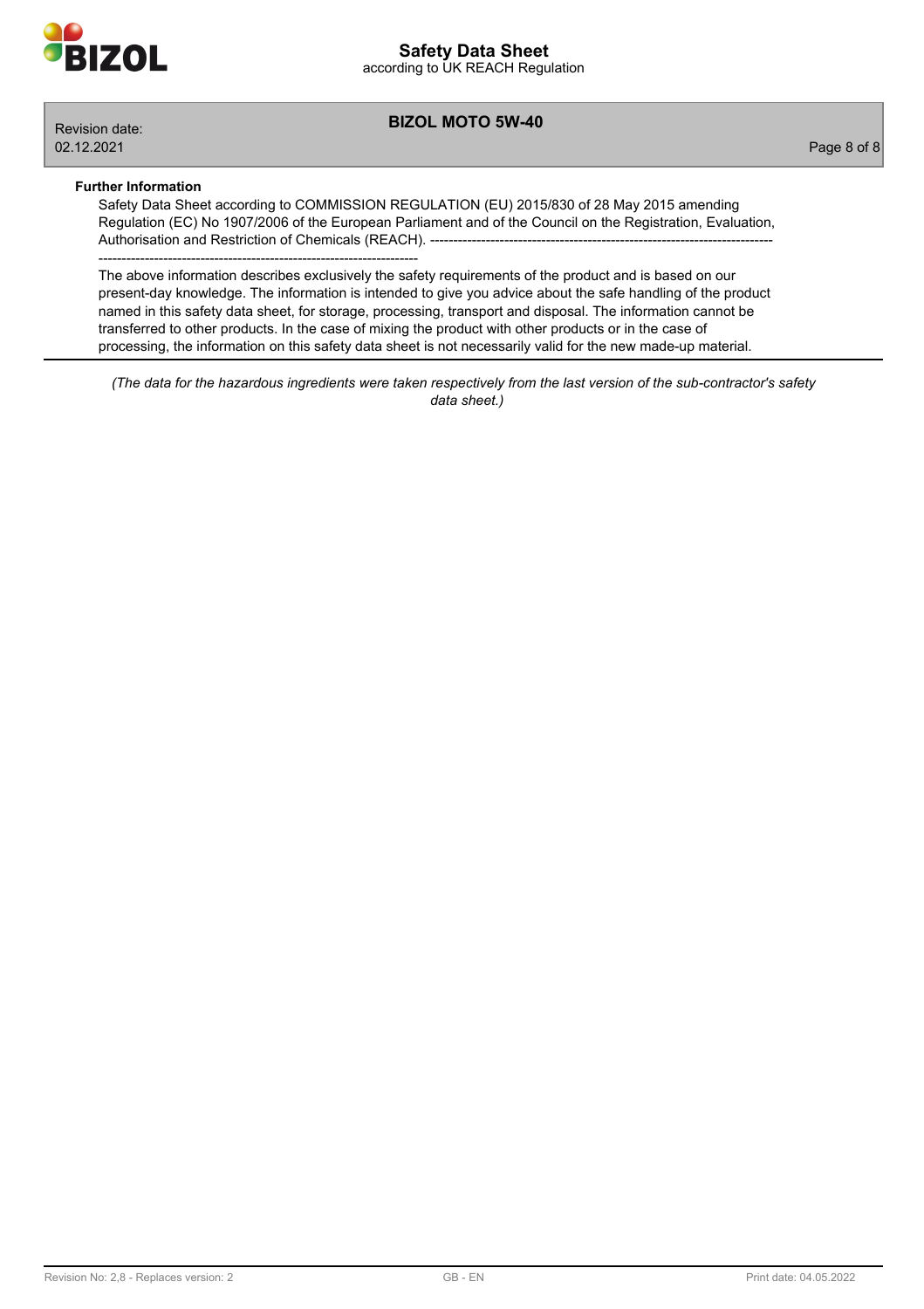**Further Information**

Safety Data Sheet according to COMMISSION REGULATION (EU) 2015/830 of 28 May 2015 amending Regulation (EC) No 1907/2006 of the European Parliament and of the Council on the Registration, Evaluation, Authorisation and Restriction of Chemicals (REACH). ---------------------------------------------------------------------------------------------------------------------------------------

The above information describes exclusively the safety requirements of the product and is based on our present-day knowledge. The information is intended to give you advice about the safe handling of the product named in this safety data sheet, for storage, processing, transport and disposal. The information cannot be transferred to other products. In the case of mixing the product with other products or in the case of processing, the information on this safety data sheet is not necessarily valid for the new made-up material.

---

*(The data for the hazardous ingredients were taken respectively from the last version of the sub-contractor's safety data sheet.)*